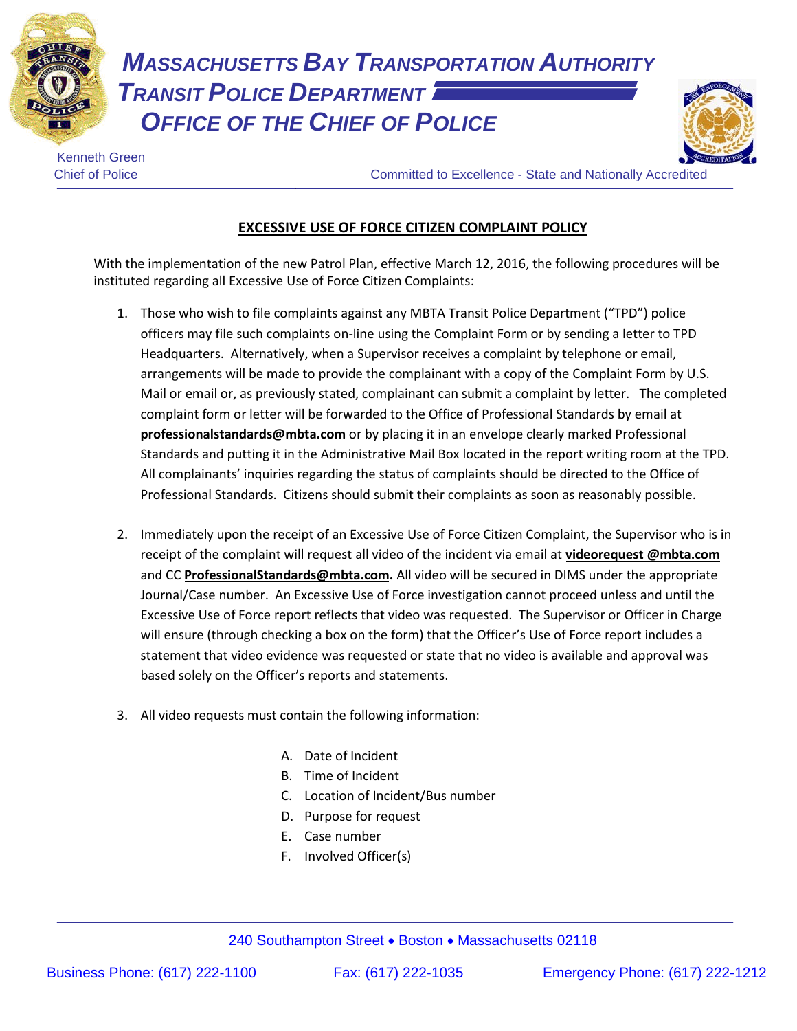# MASSACHUSETTS BAY TRANSPORTATION AUTHORITY

## TRANSIT POLICE DEPARTMENT

## OFFICE OF THE CHIEF OF POLICE

Kenneth Green
Chief of Police

Committed to Excellence - State and Nationally Accredited

**EXCESSIVE USE OF FORCE CITIZEN COMPLAINT POLICY**

With the implementation of the new Patrol Plan, effective March 12, 2016, the following procedures will be instituted regarding all Excessive Use of Force Citizen Complaints:

1. Those who wish to file complaints against any MBTA Transit Police Department ("TPD") police officers may file such complaints on-line using the Complaint Form or by sending a letter to TPD Headquarters. Alternatively, when a Supervisor receives a complaint by telephone or email, arrangements will be made to provide the complainant with a copy of the Complaint Form by U.S. Mail or email or, as previously stated, complainant can submit a complaint by letter. The completed complaint form or letter will be forwarded to the Office of Professional Standards by email at **professionalstandards@mbta.com** or by placing it in an envelope clearly marked Professional Standards and putting it in the Administrative Mail Box located in the report writing room at the TPD. All complainants' inquiries regarding the status of complaints should be directed to the Office of Professional Standards. Citizens should submit their complaints as soon as reasonably possible.

2. Immediately upon the receipt of an Excessive Use of Force Citizen Complaint, the Supervisor who is in receipt of the complaint will request all video of the incident via email at **videorequest @mbta.com** and CC **ProfessionalStandards@mbta.com.** All video will be secured in DIMS under the appropriate Journal/Case number. An Excessive Use of Force investigation cannot proceed unless and until the Excessive Use of Force report reflects that video was requested. The Supervisor or Officer in Charge will ensure (through checking a box on the form) that the Officer's Use of Force report includes a statement that video evidence was requested or state that no video is available and approval was based solely on the Officer's reports and statements.

3. All video requests must contain the following information:

   A. Date of Incident
   B. Time of Incident
   C. Location of Incident/Bus number
   D. Purpose for request
   E. Case number
   F. Involved Officer(s)

240 Southampton Street • Boston • Massachusetts 02118

Business Phone: (617) 222-1100 Fax: (617) 222-1035 Emergency Phone: (617) 222-1212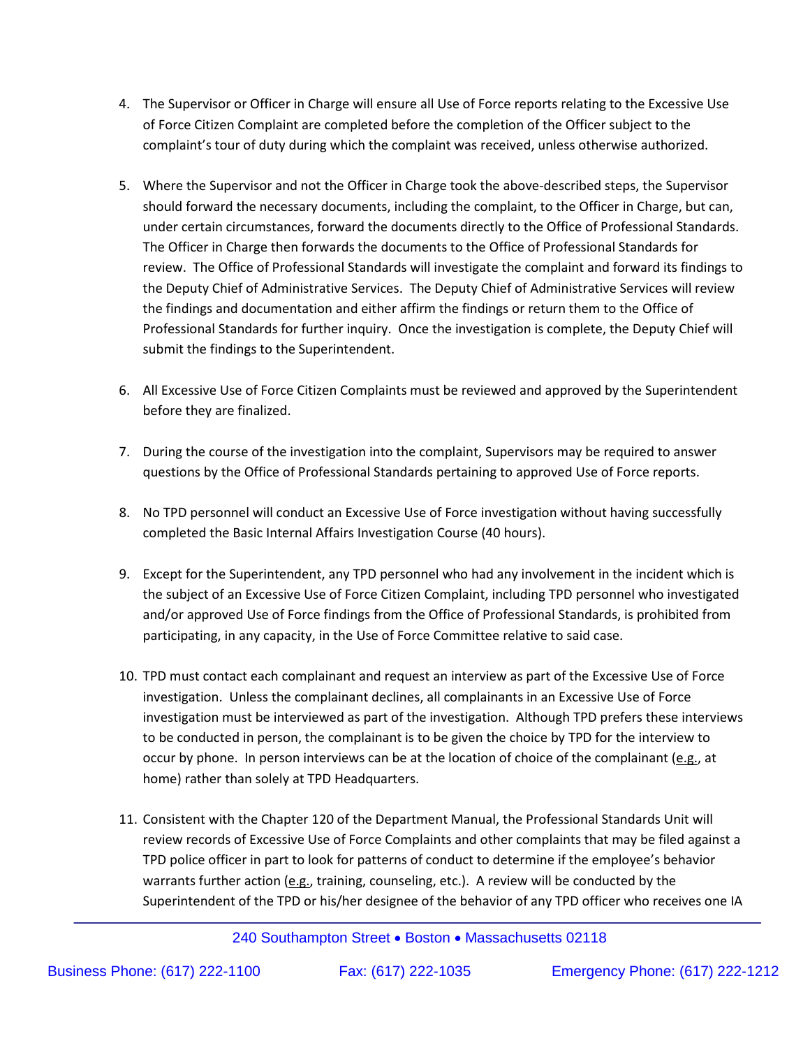4. The Supervisor or Officer in Charge will ensure all Use of Force reports relating to the Excessive Use of Force Citizen Complaint are completed before the completion of the Officer subject to the complaint's tour of duty during which the complaint was received, unless otherwise authorized.

5. Where the Supervisor and not the Officer in Charge took the above-described steps, the Supervisor should forward the necessary documents, including the complaint, to the Officer in Charge, but can, under certain circumstances, forward the documents directly to the Office of Professional Standards. The Officer in Charge then forwards the documents to the Office of Professional Standards for review. The Office of Professional Standards will investigate the complaint and forward its findings to the Deputy Chief of Administrative Services. The Deputy Chief of Administrative Services will review the findings and documentation and either affirm the findings or return them to the Office of Professional Standards for further inquiry. Once the investigation is complete, the Deputy Chief will submit the findings to the Superintendent.

6. All Excessive Use of Force Citizen Complaints must be reviewed and approved by the Superintendent before they are finalized.

7. During the course of the investigation into the complaint, Supervisors may be required to answer questions by the Office of Professional Standards pertaining to approved Use of Force reports.

8. No TPD personnel will conduct an Excessive Use of Force investigation without having successfully completed the Basic Internal Affairs Investigation Course (40 hours).

9. Except for the Superintendent, any TPD personnel who had any involvement in the incident which is the subject of an Excessive Use of Force Citizen Complaint, including TPD personnel who investigated and/or approved Use of Force findings from the Office of Professional Standards, is prohibited from participating, in any capacity, in the Use of Force Committee relative to said case.

10. TPD must contact each complainant and request an interview as part of the Excessive Use of Force investigation. Unless the complainant declines, all complainants in an Excessive Use of Force investigation must be interviewed as part of the investigation. Although TPD prefers these interviews to be conducted in person, the complainant is to be given the choice by TPD for the interview to occur by phone. In person interviews can be at the location of choice of the complainant (e.g., at home) rather than solely at TPD Headquarters.

11. Consistent with the Chapter 120 of the Department Manual, the Professional Standards Unit will review records of Excessive Use of Force Complaints and other complaints that may be filed against a TPD police officer in part to look for patterns of conduct to determine if the employee's behavior warrants further action (e.g., training, counseling, etc.). A review will be conducted by the Superintendent of the TPD or his/her designee of the behavior of any TPD officer who receives one IA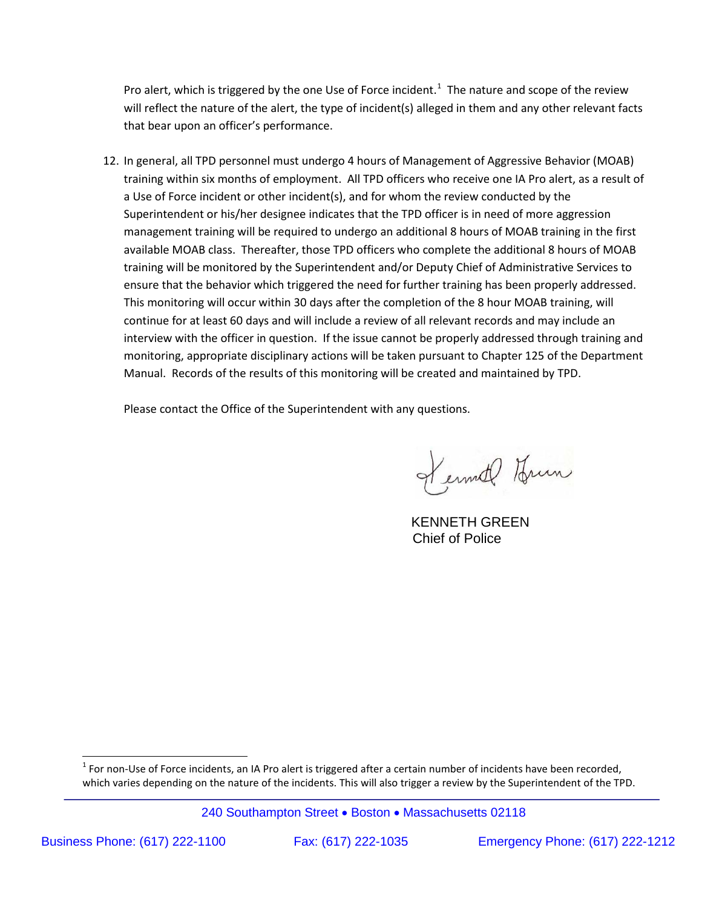Pro alert, which is triggered by the one Use of Force incident.[1] The nature and scope of the review will reflect the nature of the alert, the type of incident(s) alleged in them and any other relevant facts that bear upon an officer's performance.

12. In general, all TPD personnel must undergo 4 hours of Management of Aggressive Behavior (MOAB) training within six months of employment. All TPD officers who receive one IA Pro alert, as a result of a Use of Force incident or other incident(s), and for whom the review conducted by the Superintendent or his/her designee indicates that the TPD officer is in need of more aggression management training will be required to undergo an additional 8 hours of MOAB training in the first available MOAB class. Thereafter, those TPD officers who complete the additional 8 hours of MOAB training will be monitored by the Superintendent and/or Deputy Chief of Administrative Services to ensure that the behavior which triggered the need for further training has been properly addressed. This monitoring will occur within 30 days after the completion of the 8 hour MOAB training, will continue for at least 60 days and will include a review of all relevant records and may include an interview with the officer in question. If the issue cannot be properly addressed through training and monitoring, appropriate disciplinary actions will be taken pursuant to Chapter 125 of the Department Manual. Records of the results of this monitoring will be created and maintained by TPD.

Please contact the Office of the Superintendent with any questions.

KENNETH GREEN
Chief of Police

[1] For non-Use of Force incidents, an IA Pro alert is triggered after a certain number of incidents have been recorded, which varies depending on the nature of the incidents. This will also trigger a review by the Superintendent of the TPD.

240 Southampton Street • Boston • Massachusetts 02118

Business Phone: (617) 222-1100 Fax: (617) 222-1035 Emergency Phone: (617) 222-1212